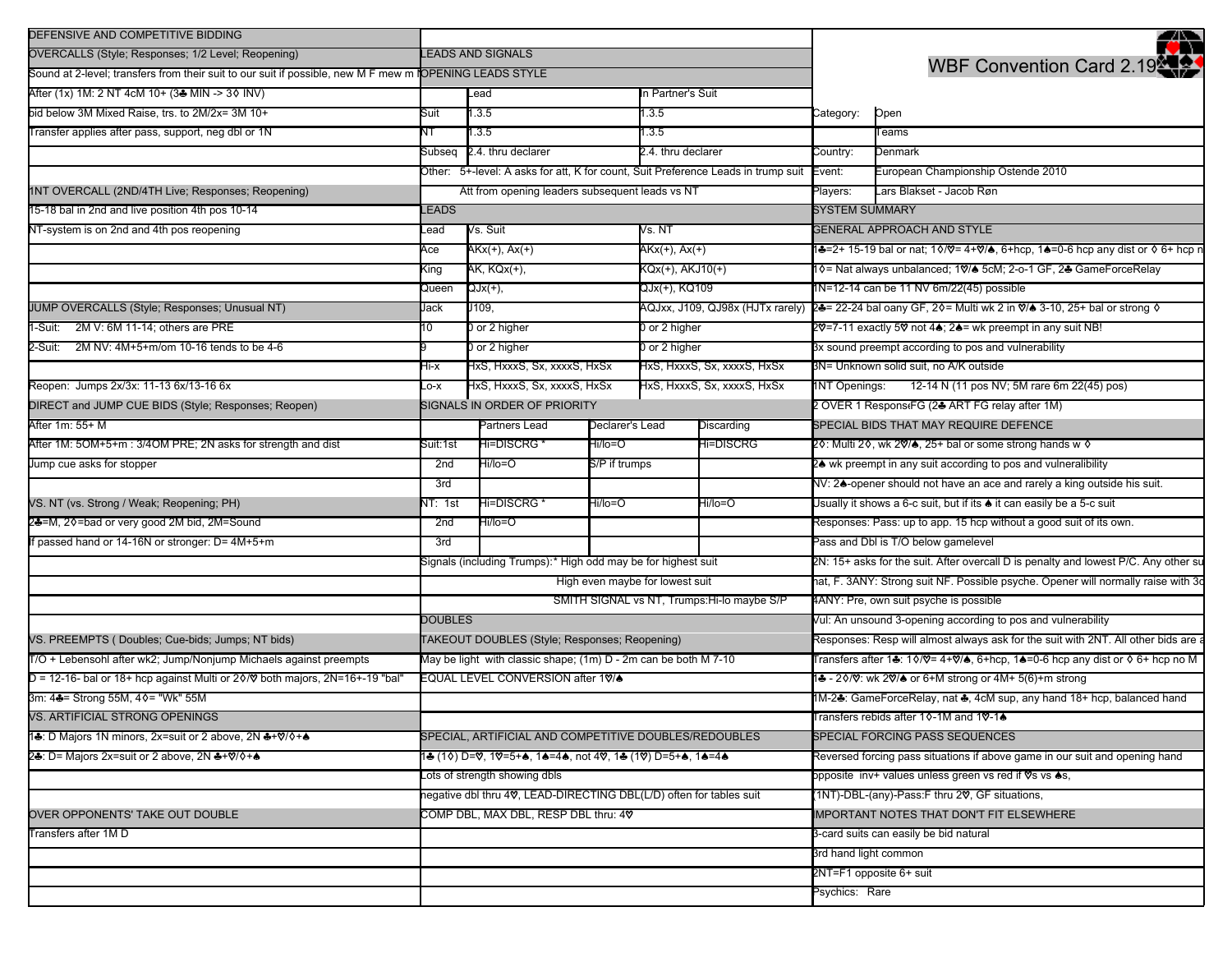# WBF Convention Card 2.19

| | |
|---|---|
| Category: | Open |
| | Teams |
| Country: | Denmark |
| Event: | European Championship Ostende 2010 |
| Players: | Lars Blakset - Jacob Røn |

## DEFENSIVE AND COMPETITIVE BIDDING

### OVERCALLS (Style; Responses; 1/2 Level; Reopening)

Sound at 2-level; transfers from their suit to our suit if possible, new M F mew m NF

After (1x) 1M: 2 NT 4cM 10+ (3♣ MIN -> 3◊ INV)

bid below 3M Mixed Raise, trs. to 2M/2x= 3M 10+

Transfer applies after pass, support, neg dbl or 1N

### 1NT OVERCALL (2ND/4TH Live; Responses; Reopening)

15-18 bal in 2nd and live position 4th pos 10-14

NT-system is on 2nd and 4th pos reopening

### JUMP OVERCALLS (Style; Responses; Unusual NT)

1-Suit: 2M V: 6M 11-14; others are PRE

2-Suit: 2M NV: 4M+5+m/om 10-16 tends to be 4-6

Reopen: Jumps 2x/3x: 11-13 6x/13-16 6x

### DIRECT and JUMP CUE BIDS (Style; Responses; Reopen)

After 1m: 55+ M

After 1M: 5OM+5+m : 3/4OM PRE; 2N asks for strength and dist

Jump cue asks for stopper

### VS. NT (vs. Strong / Weak; Reopening; PH)

2♣=M, 2◊=bad or very good 2M bid, 2M=Sound

If passed hand or 14-16N or stronger: D= 4M+5+m

### VS. PREEMPTS ( Doubles; Cue-bids; Jumps; NT bids)

T/O + Lebensohl after wk2; Jump/Nonjump Michaels against preempts

D = 12-16- bal or 18+ hcp against Multi or 2◊/♡ both majors, 2N=16+-19 "bal"

3m: 4♣= Strong 55M, 4◊= "Wk" 55M

### VS. ARTIFICIAL STRONG OPENINGS

1♣: D Majors 1N minors, 2x=suit or 2 above, 2N ♣+♡/◊+♠

2♣: D= Majors 2x=suit or 2 above, 2N ♣+♡/◊+♠

### OVER OPPONENTS' TAKE OUT DOUBLE

Transfers after 1M D

## LEADS AND SIGNALS

### OPENING LEADS STYLE

| | Lead | In Partner's Suit |
|---|---|---|
| Suit | 1.3.5 | 1.3.5 |
| NT | 1.3.5 | 1.3.5 |
| Subseq | 2.4. thru declarer | 2.4. thru declarer |

Other: 5+-level: A asks for att, K for count, Suit Preference Leads in trump suit

Att from opening leaders subsequent leads vs NT

### LEADS

| Lead | Vs. Suit | Vs. NT |
|---|---|---|
| Ace | AKx(+), Ax(+) | AKx(+), Ax(+) |
| King | AK, KQx(+), | KQx(+), AKJ10(+) |
| Queen | QJx(+), | QJx(+), KQ109 |
| Jack | J109, | AQJxx, J109, QJ98x (HJTx rarely) |
| 10 | 0 or 2 higher | 0 or 2 higher |
| 9 | 0 or 2 higher | 0 or 2 higher |
| Hi-x | HxS, HxxxS, Sx, xxxxS, HxSx | HxS, HxxxS, Sx, xxxxS, HxSx |
| Lo-x | HxS, HxxxS, Sx, xxxxS, HxSx | HxS, HxxxS, Sx, xxxxS, HxSx |

### SIGNALS IN ORDER OF PRIORITY

| | | Partners Lead | Declarer's Lead | Discarding |
|---|---|---|---|---|
| Suit: | 1st | Hi=DISCRG * | Hi/lo=O | Hi=DISCRG |
| | 2nd | Hi/lo=O | S/P if trumps | |
| | 3rd | | | |
| NT: | 1st | Hi=DISCRG * | Hi/lo=O | Hi/lo=O |
| | 2nd | Hi/lo=O | | |
| | 3rd | | | |

Signals (including Trumps):* High odd may be for highest suit

High even maybe for lowest suit

SMITH SIGNAL vs NT, Trumps:Hi-lo maybe S/P

## DOUBLES

### TAKEOUT DOUBLES (Style; Responses; Reopening)

May be light with classic shape; (1m) D - 2m can be both M 7-10

EQUAL LEVEL CONVERSION after 1♡/♠

### SPECIAL, ARTIFICIAL AND COMPETITIVE DOUBLES/REDOUBLES

1♣ (1◊) D=♡, 1♡=5+♠, 1♠=4♠, not 4♡, 1♣ (1♡) D=5+♠, 1♠=4♠

Lots of strength showing dbls

negative dbl thru 4♡, LEAD-DIRECTING DBL(L/D) often for tables suit

COMP DBL, MAX DBL, RESP DBL thru: 4♡

## SYSTEM SUMMARY

### GENERAL APPROACH AND STYLE

1♣=2+ 15-19 bal or nat; 1◊/♡= 4+♡/♠, 6+hcp, 1♠=0-6 hcp any dist or ◊ 6+ hcp n

1◊= Nat always unbalanced; 1♡/♠ 5cM; 2-o-1 GF, 2♣ GameForceRelay

1N=12-14 can be 11 NV 6m/22(45) possible

2♣= 22-24 bal oany GF, 2◊= Multi wk 2 in ♡/♠ 3-10, 25+ bal or strong ◊

2♡=7-11 exactly 5♡ not 4♠; 2♠= wk preempt in any suit NB!

3x sound preempt according to pos and vulnerability

3N= Unknown solid suit, no A/K outside

1NT Openings: 12-14 N (11 pos NV; 5M rare 6m 22(45) pos)

2 OVER 1 ResponsFG (2♣ ART FG relay after 1M)

### SPECIAL BIDS THAT MAY REQUIRE DEFENCE

2◊: Multi 2◊, wk 2♡/♠, 25+ bal or some strong hands w ◊

2♠ wk preempt in any suit according to pos and vulneralibility

NV: 2♠-opener should not have an ace and rarely a king outside his suit.

Usually it shows a 6-c suit, but if its ♠ it can easily be a 5-c suit

Responses: Pass: up to app. 15 hcp without a good suit of its own.

Pass and Dbl is T/O below gamelevel

2N: 15+ asks for the suit. After overcall D is penalty and lowest P/C. Any other su

nat, F. 3ANY: Strong suit NF. Possible psyche. Opener will normally raise with 3c

4ANY: Pre, own suit psyche is possible

Vul: An unsound 3-opening according to pos and vulnerability

Responses: Resp will almost always ask for the suit with 2NT. All other bids are a

Transfers after 1♣: 1◊/♡= 4+♡/♠, 6+hcp, 1♠=0-6 hcp any dist or ◊ 6+ hcp no M

1♣ - 2◊/♡: wk 2♡/♠ or 6+M strong or 4M+ 5(6)+m strong

1M-2♣: GameForceRelay, nat ♣, 4cM sup, any hand 18+ hcp, balanced hand

Transfers rebids after 1◊-1M and 1♡-1♠

### SPECIAL FORCING PASS SEQUENCES

Reversed forcing pass situations if above game in our suit and opening hand

opposite inv+ values unless green vs red if ♡s vs ♠s,

(1NT)-DBL-(any)-Pass:F thru 2♡, GF situations,

### IMPORTANT NOTES THAT DON'T FIT ELSEWHERE

3-card suits can easily be bid natural

3rd hand light common

2NT=F1 opposite 6+ suit

Psychics: Rare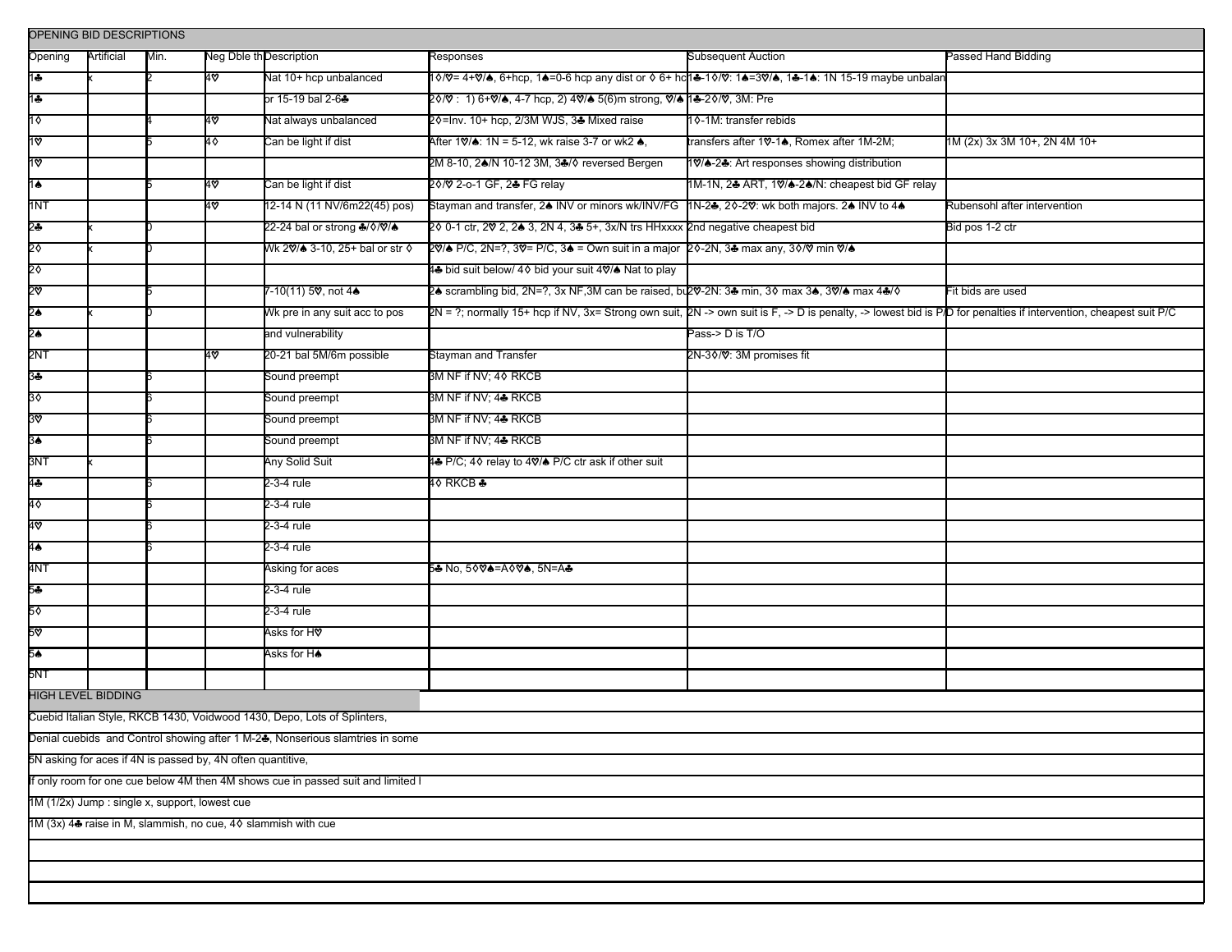## OPENING BID DESCRIPTIONS

| Opening | Artificial | Min. | Neg Dble thru | Description | Responses | Subsequent Auction | Passed Hand Bidding |
|---|---|---|---|---|---|---|---|
| 1♣ | x | 2 | 4♡ | Nat 10+ hcp unbalanced | 1♢/♡= 4+♡/♠, 6+hcp, 1♠=0-6 hcp any dist or ♢ 6+ hc | 1♣-1♢/♡: 1♠=3♡/♠, 1♣-1♠: 1N 15-19 maybe unbalan | |
| 1♣ | | | | or 15-19 bal 2-6♣ | 2♢/♡ : 1) 6+♡/♠, 4-7 hcp, 2) 4♡/♠ 5(6)m strong, ♡/♠ | 1♣-2♢/♡, 3M: Pre | |
| 1♢ | | 4 | 4♡ | Nat always unbalanced | 2♢=Inv. 10+ hcp, 2/3M WJS, 3♣ Mixed raise | 1♢-1M: transfer rebids | |
| 1♡ | | 5 | 4♢ | Can be light if dist | After 1♡/♠: 1N = 5-12, wk raise 3-7 or wk2 ♠, | transfers after 1♡-1♠, Romex after 1M-2M; | 1M (2x) 3x 3M 10+, 2N 4M 10+ |
| 1♡ | | | | | 2M 8-10, 2♠/N 10-12 3M, 3♣/♢ reversed Bergen | 1♡/♠-2♣: Art responses showing distribution | |
| 1♠ | | 5 | 4♡ | Can be light if dist | 2♢/♡ 2-o-1 GF, 2♣ FG relay | 1M-1N, 2♣ ART, 1♡/♠-2♠/N: cheapest bid GF relay | |
| 1NT | | | 4♡ | 12-14 N (11 NV/6m22(45) pos) | Stayman and transfer, 2♠ INV or minors wk/INV/FG | 1N-2♣, 2♢-2♡: wk both majors. 2♠ INV to 4♠ | Rubensohl after intervention |
| 2♣ | x | 0 | | 22-24 bal or strong ♣/♢/♡/♠ | 2♢ 0-1 ctr, 2♡ 2, 2♠ 3, 2N 4, 3♣ 5+, 3x/N trs HHxxxx | 2nd negative cheapest bid | Bid pos 1-2 ctr |
| 2♢ | x | 0 | | Wk 2♡/♠ 3-10, 25+ bal or str ♢ | 2♡/♠ P/C, 2N=?, 3♡= P/C, 3♠ = Own suit in a major | 2♢-2N, 3♣ max any, 3♢/♡ min ♡/♠ | |
| 2♢ | | | | | 4♣ bid suit below/ 4♢ bid your suit 4♡/♠ Nat to play | | |
| 2♡ | | 5 | | 7-10(11) 5♡, not 4♠ | 2♠ scrambling bid, 2N=?, 3x NF,3M can be raised, bu | 2♡-2N: 3♣ min, 3♢ max 3♠, 3♡/♠ max 4♣/♢ | Fit bids are used |
| 2♠ | x | 0 | | Wk pre in any suit acc to pos | 2N = ?; normally 15+ hcp if NV, 3x= Strong own suit, | 2N -> own suit is F, -> D is penalty, -> lowest bid is P/ | D for penalties if intervention, cheapest suit P/C |
| 2♠ | | | | and vulnerability | | Pass-> D is T/O | |
| 2NT | | | 4♡ | 20-21 bal 5M/6m possible | Stayman and Transfer | 2N-3♢/♡: 3M promises fit | |
| 3♣ | | 6 | | Sound preempt | 3M NF if NV; 4♢ RKCB | | |
| 3♢ | | 6 | | Sound preempt | 3M NF if NV; 4♣ RKCB | | |
| 3♡ | | 6 | | Sound preempt | 3M NF if NV; 4♣ RKCB | | |
| 3♠ | | 6 | | Sound preempt | 3M NF if NV; 4♣ RKCB | | |
| 3NT | x | | | Any Solid Suit | 4♣ P/C; 4♢ relay to 4♡/♠ P/C ctr ask if other suit | | |
| 4♣ | | 6 | | 2-3-4 rule | 4♢ RKCB ♣ | | |
| 4♢ | | 6 | | 2-3-4 rule | | | |
| 4♡ | | 6 | | 2-3-4 rule | | | |
| 4♠ | | 6 | | 2-3-4 rule | | | |
| 4NT | | | | Asking for aces | 5♣ No, 5♢♡♠=A♢♡♠, 5N=A♣ | | |
| 5♣ | | | | 2-3-4 rule | | | |
| 5♢ | | | | 2-3-4 rule | | | |
| 5♡ | | | | Asks for H♡ | | | |
| 5♠ | | | | Asks for H♠ | | | |
| 5NT | | | | | | | |

## HIGH LEVEL BIDDING

Cuebid Italian Style, RKCB 1430, Voidwood 1430, Depo, Lots of Splinters,

Denial cuebids and Control showing after 1 M-2♣, Nonserious slamtries in some

5N asking for aces if 4N is passed by, 4N often quantitive,

If only room for one cue below 4M then 4M shows cue in passed suit and limited l

1M (1/2x) Jump : single x, support, lowest cue

1M (3x) 4♣ raise in M, slammish, no cue, 4♢ slammish with cue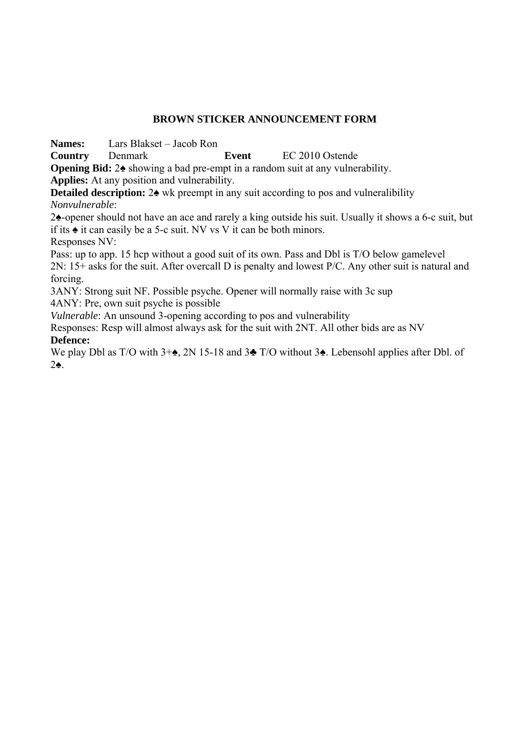## BROWN STICKER ANNOUNCEMENT FORM

**Names:** Lars Blakset – Jacob Ron
**Country** Denmark **Event** EC 2010 Ostende
**Opening Bid:** 2♠ showing a bad pre-empt in a random suit at any vulnerability.
**Applies:** At any position and vulnerability.
**Detailed description:** 2♠ wk preempt in any suit according to pos and vulneralibility
*Nonvulnerable*:
2♠-opener should not have an ace and rarely a king outside his suit. Usually it shows a 6-c suit, but if its ♠ it can easily be a 5-c suit. NV vs V it can be both minors.
Responses NV:
Pass: up to app. 15 hcp without a good suit of its own. Pass and Dbl is T/O below gamelevel
2N: 15+ asks for the suit. After overcall D is penalty and lowest P/C. Any other suit is natural and forcing.
3ANY: Strong suit NF. Possible psyche. Opener will normally raise with 3c sup
4ANY: Pre, own suit psyche is possible
*Vulnerable*: An unsound 3-opening according to pos and vulnerability
Responses: Resp will almost always ask for the suit with 2NT. All other bids are as NV
**Defence:**
We play Dbl as T/O with 3+♠, 2N 15-18 and 3♣ T/O without 3♠. Lebensohl applies after Dbl. of 2♠.